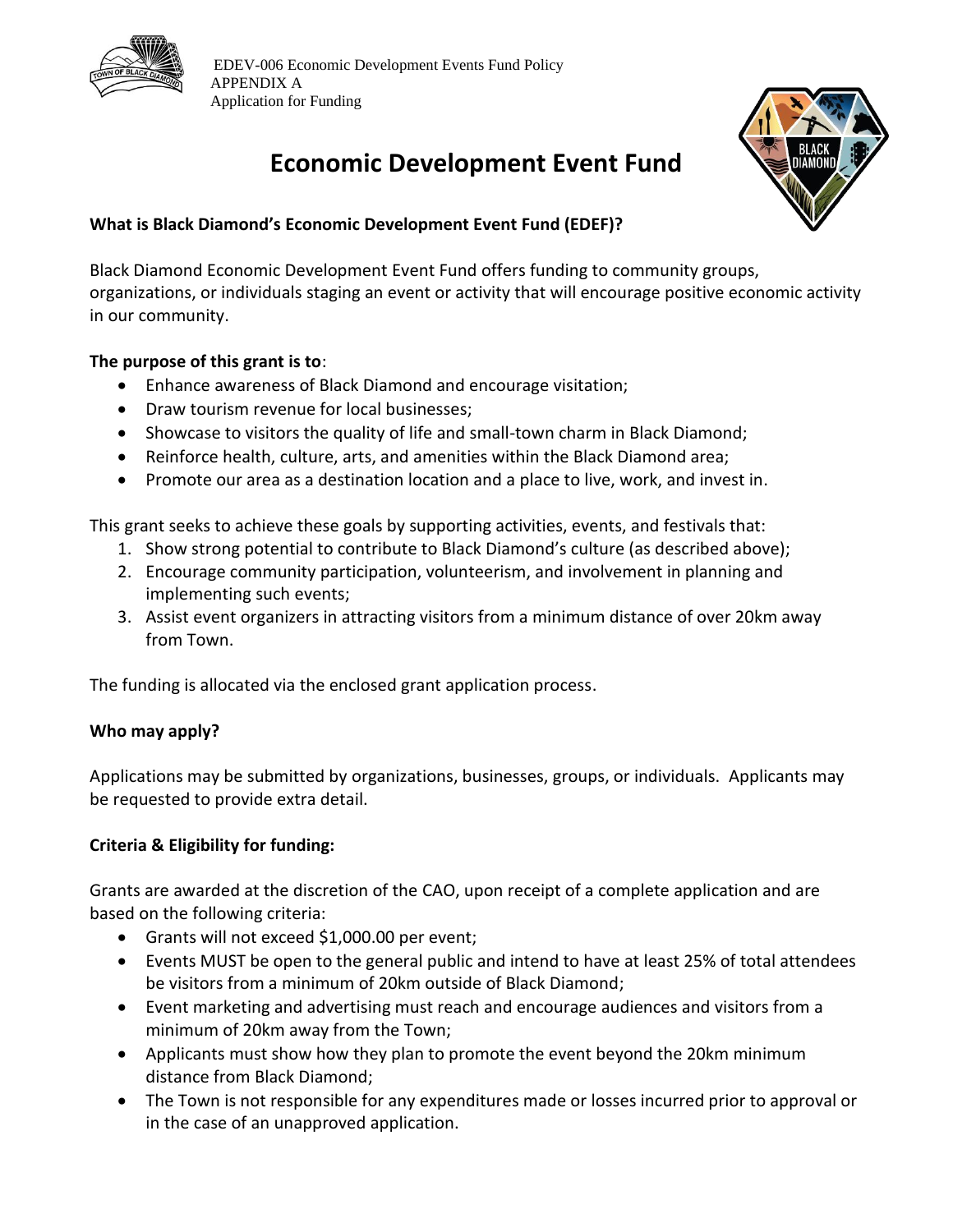EDEV-006 Economic Development Events Fund Policy
APPENDIX A
Application for Funding

# Economic Development Event Fund

**What is Black Diamond's Economic Development Event Fund (EDEF)?**

Black Diamond Economic Development Event Fund offers funding to community groups, organizations, or individuals staging an event or activity that will encourage positive economic activity in our community.

**The purpose of this grant is to**:

- Enhance awareness of Black Diamond and encourage visitation;
- Draw tourism revenue for local businesses;
- Showcase to visitors the quality of life and small-town charm in Black Diamond;
- Reinforce health, culture, arts, and amenities within the Black Diamond area;
- Promote our area as a destination location and a place to live, work, and invest in.

This grant seeks to achieve these goals by supporting activities, events, and festivals that:

1. Show strong potential to contribute to Black Diamond's culture (as described above);
2. Encourage community participation, volunteerism, and involvement in planning and implementing such events;
3. Assist event organizers in attracting visitors from a minimum distance of over 20km away from Town.

The funding is allocated via the enclosed grant application process.

**Who may apply?**

Applications may be submitted by organizations, businesses, groups, or individuals. Applicants may be requested to provide extra detail.

**Criteria & Eligibility for funding:**

Grants are awarded at the discretion of the CAO, upon receipt of a complete application and are based on the following criteria:

- Grants will not exceed $1,000.00 per event;
- Events MUST be open to the general public and intend to have at least 25% of total attendees be visitors from a minimum of 20km outside of Black Diamond;
- Event marketing and advertising must reach and encourage audiences and visitors from a minimum of 20km away from the Town;
- Applicants must show how they plan to promote the event beyond the 20km minimum distance from Black Diamond;
- The Town is not responsible for any expenditures made or losses incurred prior to approval or in the case of an unapproved application.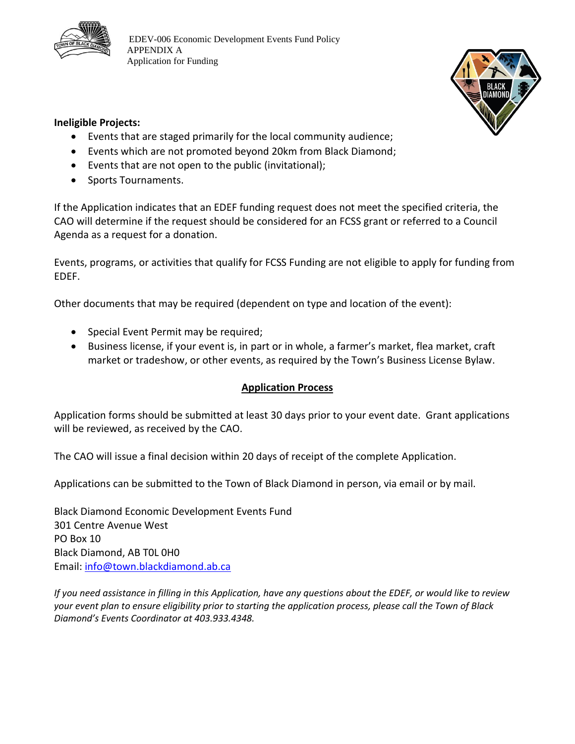**Ineligible Projects:**

- Events that are staged primarily for the local community audience;
- Events which are not promoted beyond 20km from Black Diamond;
- Events that are not open to the public (invitational);
- Sports Tournaments.

If the Application indicates that an EDEF funding request does not meet the specified criteria, the CAO will determine if the request should be considered for an FCSS grant or referred to a Council Agenda as a request for a donation.

Events, programs, or activities that qualify for FCSS Funding are not eligible to apply for funding from EDEF.

Other documents that may be required (dependent on type and location of the event):

- Special Event Permit may be required;
- Business license, if your event is, in part or in whole, a farmer's market, flea market, craft market or tradeshow, or other events, as required by the Town's Business License Bylaw.

## Application Process

Application forms should be submitted at least 30 days prior to your event date. Grant applications will be reviewed, as received by the CAO.

The CAO will issue a final decision within 20 days of receipt of the complete Application.

Applications can be submitted to the Town of Black Diamond in person, via email or by mail.

Black Diamond Economic Development Events Fund
301 Centre Avenue West
PO Box 10
Black Diamond, AB T0L 0H0
Email: info@town.blackdiamond.ab.ca

*If you need assistance in filling in this Application, have any questions about the EDEF, or would like to review your event plan to ensure eligibility prior to starting the application process, please call the Town of Black Diamond's Events Coordinator at 403.933.4348.*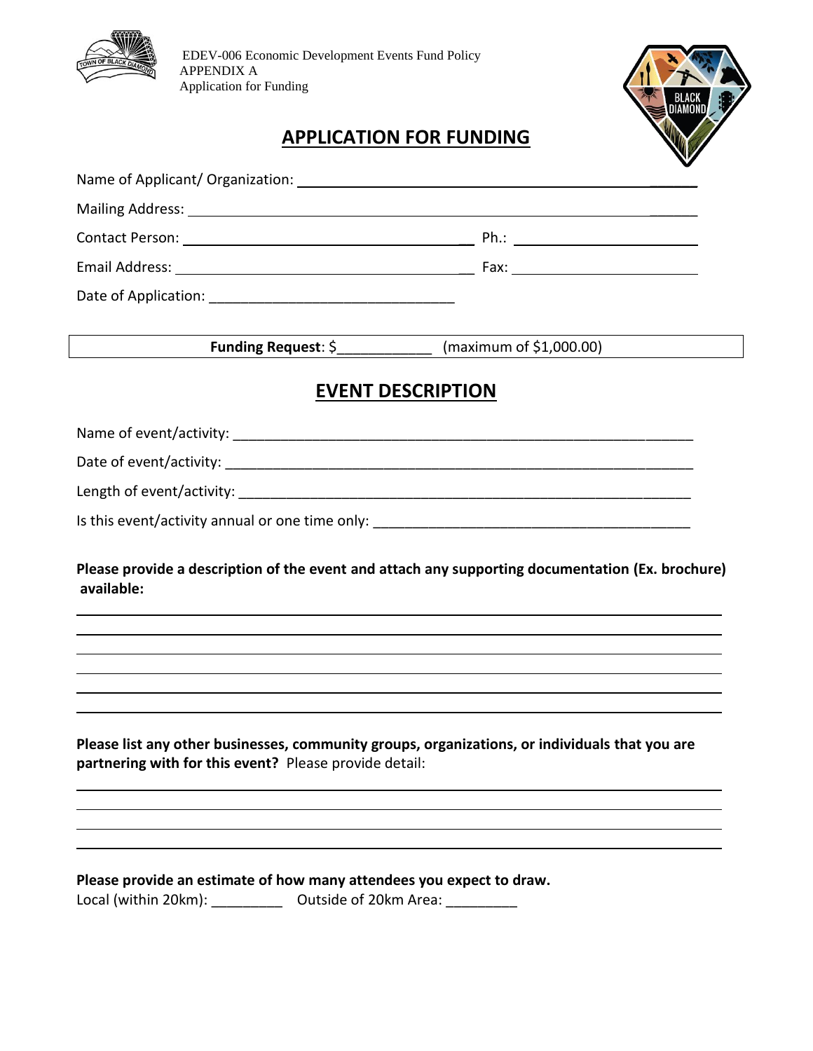EDEV-006 Economic Development Events Fund Policy
APPENDIX A
Application for Funding

## APPLICATION FOR FUNDING

Name of Applicant/ Organization: ______________________________________________

Mailing Address: ______________________________________________________________

Contact Person: ________________________________ Ph.: ______________________

Email Address: _________________________________ Fax: ______________________

Date of Application: _______________________________

**Funding Request**: $____________ (maximum of $1,000.00)

## EVENT DESCRIPTION

Name of event/activity: ____________________________________________________________

Date of event/activity: _____________________________________________________________

Length of event/activity: ___________________________________________________________

Is this event/activity annual or one time only: _______________________________________

**Please provide a description of the event and attach any supporting documentation (Ex. brochure) available:**

______________________________________________________________________________

______________________________________________________________________________

______________________________________________________________________________

______________________________________________________________________________

______________________________________________________________________________

______________________________________________________________________________

**Please list any other businesses, community groups, organizations, or individuals that you are partnering with for this event?** Please provide detail:

______________________________________________________________________________

______________________________________________________________________________

______________________________________________________________________________

______________________________________________________________________________

**Please provide an estimate of how many attendees you expect to draw.**

Local (within 20km): _________ Outside of 20km Area: _________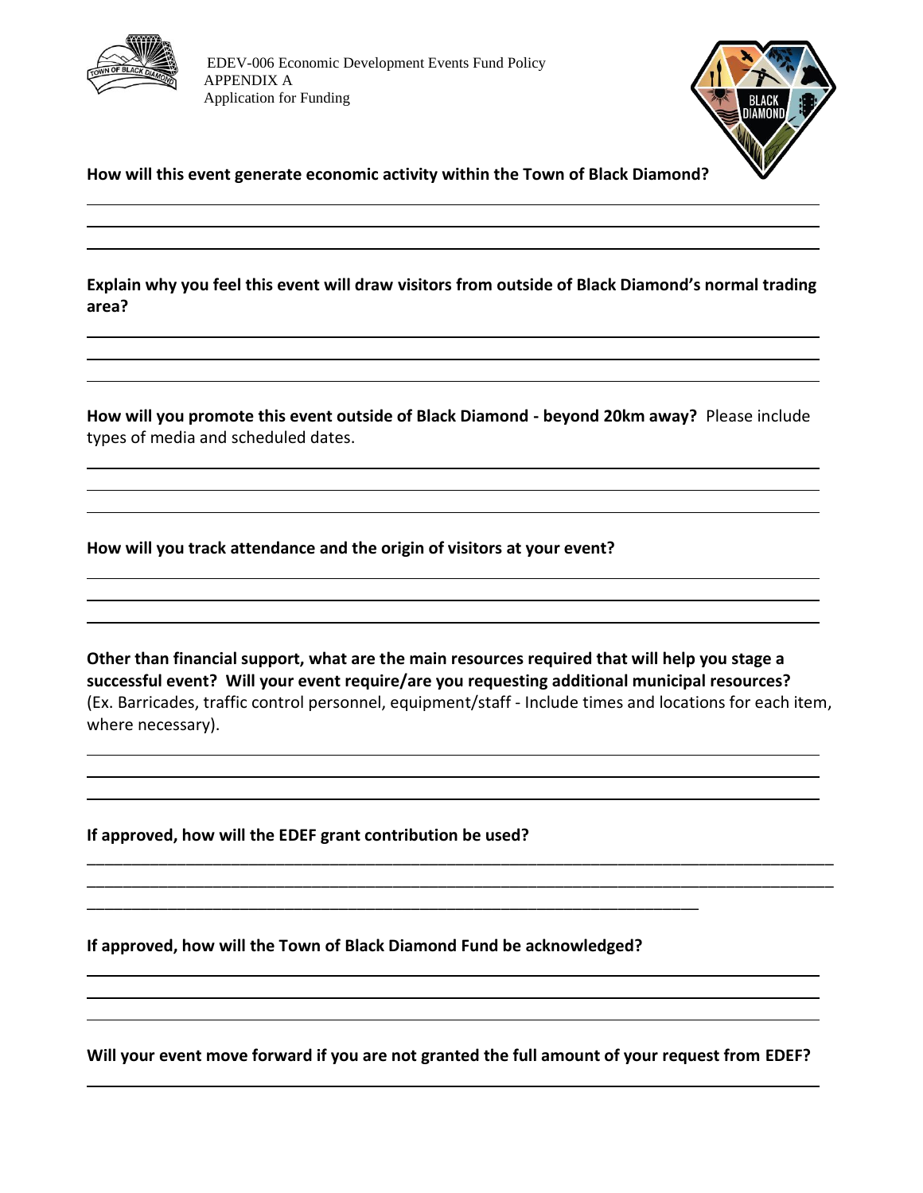EDEV-006 Economic Development Events Fund Policy
APPENDIX A
Application for Funding

**How will this event generate economic activity within the Town of Black Diamond?**

**Explain why you feel this event will draw visitors from outside of Black Diamond's normal trading area?**

**How will you promote this event outside of Black Diamond - beyond 20km away?** Please include types of media and scheduled dates.

**How will you track attendance and the origin of visitors at your event?**

**Other than financial support, what are the main resources required that will help you stage a successful event? Will your event require/are you requesting additional municipal resources?** (Ex. Barricades, traffic control personnel, equipment/staff - Include times and locations for each item, where necessary).

**If approved, how will the EDEF grant contribution be used?**

**If approved, how will the Town of Black Diamond Fund be acknowledged?**

**Will your event move forward if you are not granted the full amount of your request from EDEF?**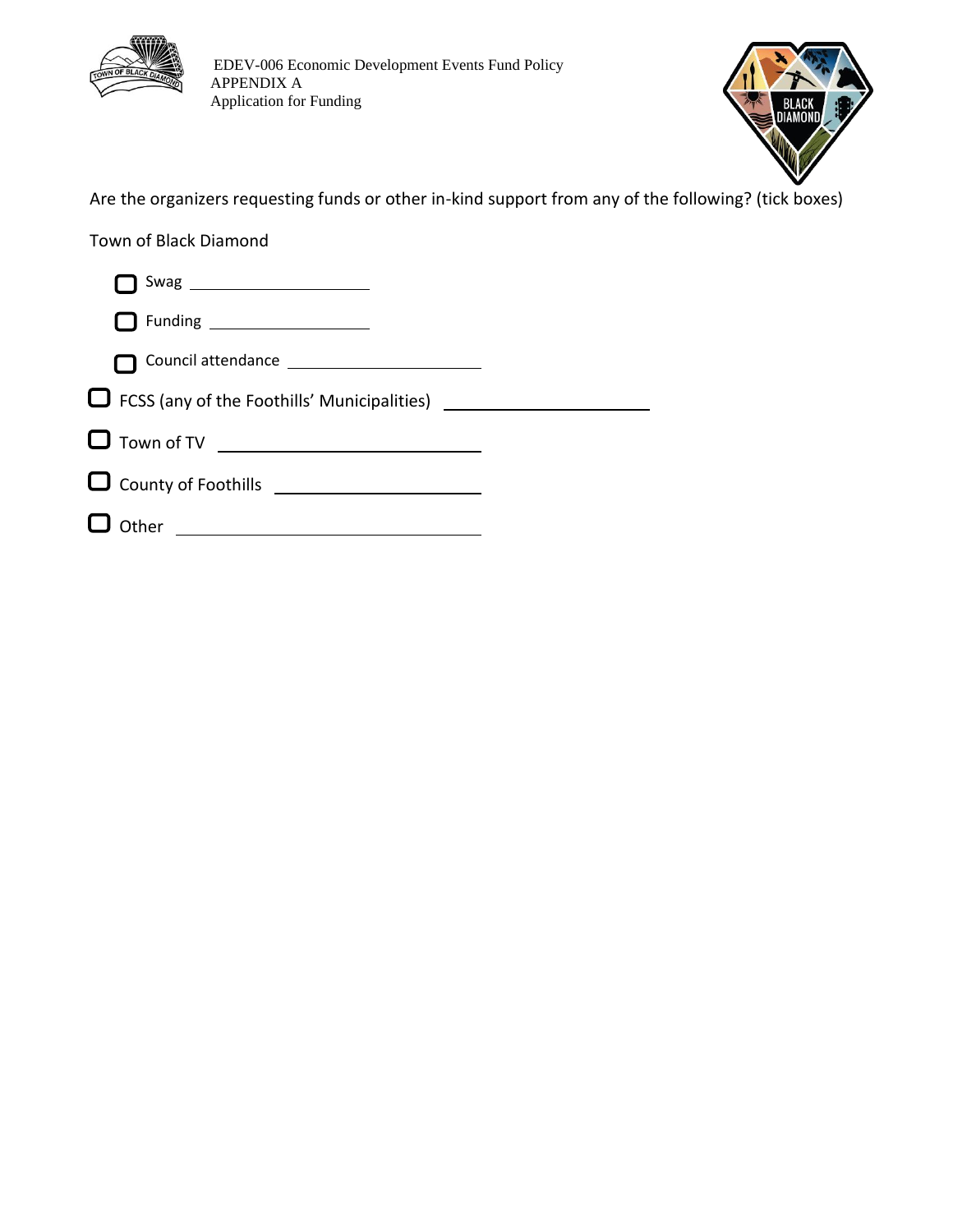Are the organizers requesting funds or other in-kind support from any of the following? (tick boxes)

Town of Black Diamond

- ☐ Swag ____________________
- ☐ Funding ____________________
- ☐ Council attendance ____________________

☐ FCSS (any of the Foothills' Municipalities) ____________________

☐ Town of TV ____________________

☐ County of Foothills ____________________

☐ Other ____________________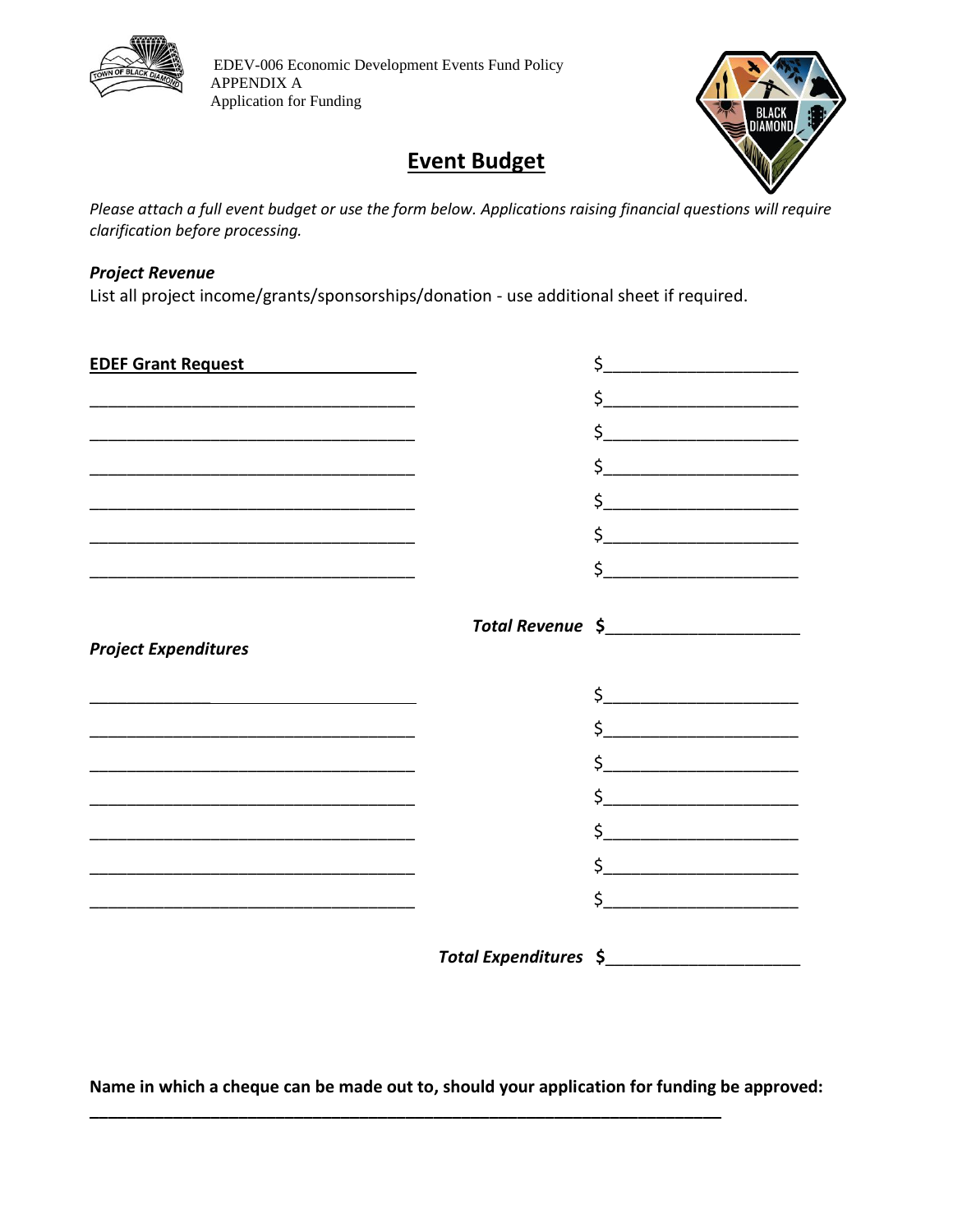EDEV-006 Economic Development Events Fund Policy
APPENDIX A
Application for Funding

# Event Budget

*Please attach a full event budget or use the form below. Applications raising financial questions will require clarification before processing.*

***Project Revenue***

List all project income/grants/sponsorships/donation - use additional sheet if required.

| | |
|---|---|
| **EDEF Grant Request** | $____________________ |
| ____________________________________ | $____________________ |
| ____________________________________ | $____________________ |
| ____________________________________ | $____________________ |
| ____________________________________ | $____________________ |
| ____________________________________ | $____________________ |
| ____________________________________ | $____________________ |
| ***Total Revenue*** | **$**____________________ |

***Project Expenditures***

| | |
|---|---|
| ____________________________________ | $____________________ |
| ____________________________________ | $____________________ |
| ____________________________________ | $____________________ |
| ____________________________________ | $____________________ |
| ____________________________________ | $____________________ |
| ____________________________________ | $____________________ |
| ____________________________________ | $____________________ |
| ***Total Expenditures*** | **$**____________________ |

**Name in which a cheque can be made out to, should your application for funding be approved:**

______________________________________________________________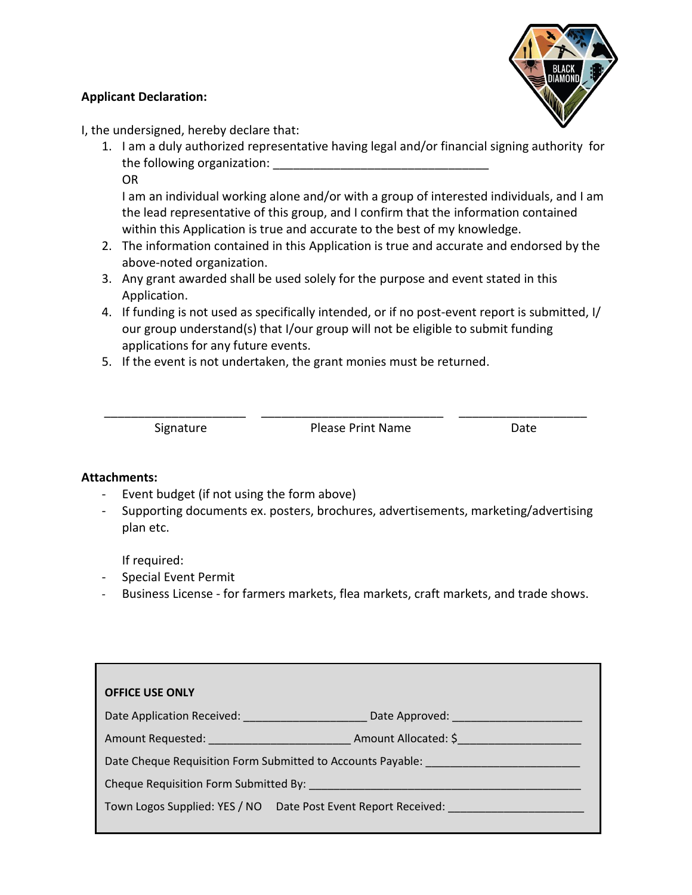**Applicant Declaration:**

I, the undersigned, hereby declare that:

1. I am a duly authorized representative having legal and/or financial signing authority for the following organization: _______________________________
   OR
   I am an individual working alone and/or with a group of interested individuals, and I am the lead representative of this group, and I confirm that the information contained within this Application is true and accurate to the best of my knowledge.
2. The information contained in this Application is true and accurate and endorsed by the above-noted organization.
3. Any grant awarded shall be used solely for the purpose and event stated in this Application.
4. If funding is not used as specifically intended, or if no post-event report is submitted, I/our group understand(s) that I/our group will not be eligible to submit funding applications for any future events.
5. If the event is not undertaken, the grant monies must be returned.

_____________________ _____________________ _____________________

Signature Please Print Name Date

**Attachments:**

- Event budget (if not using the form above)
- Supporting documents ex. posters, brochures, advertisements, marketing/advertising plan etc.

  If required:
- Special Event Permit
- Business License - for farmers markets, flea markets, craft markets, and trade shows.

**OFFICE USE ONLY**

Date Application Received: ___________________ Date Approved: ___________________

Amount Requested: ___________________ Amount Allocated: $___________________

Date Cheque Requisition Form Submitted to Accounts Payable: ___________________

Cheque Requisition Form Submitted By: ___________________

Town Logos Supplied: YES / NO Date Post Event Report Received: ___________________